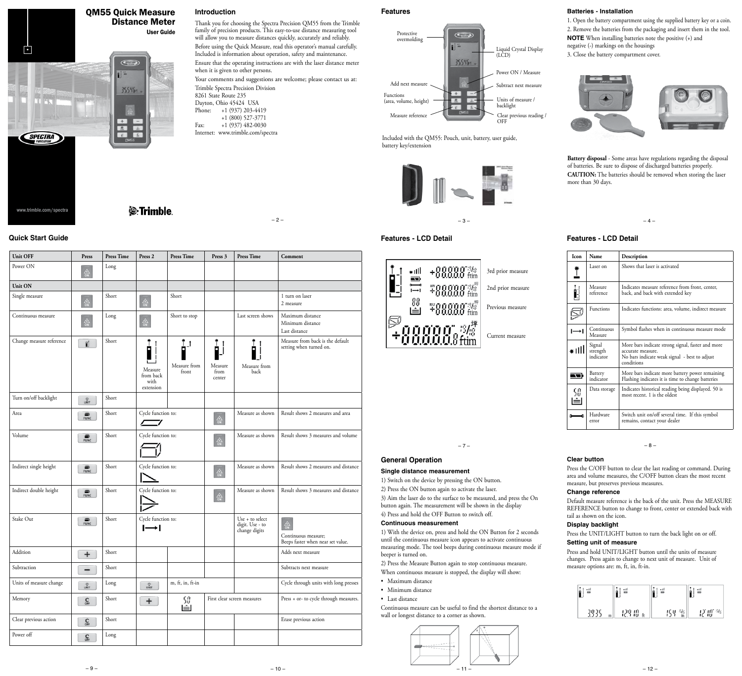# QM55 Quick Measure Distance Meter

User Guide

www.trimble.com/spectra

## Introduction

Thank you for choosing the Spectra Precision QM55 from the Trimble family of precision products. This easy-to-use distance measuring tool will allow you to measure distances quickly, accurately and reliably.

Before using the Quick Measure, read this operator's manual carefully. Included is information about operation, safety and maintenance.

Ensure that the operating instructions are with the laser distance meter when it is given to other persons.

Your comments and suggestions are welcome; please contact us at:

Trimble Spectra Precision Division
8261 State Route 235
Dayton, Ohio 45424 USA
Phone: +1 (937) 203-4419
+1 (800) 527-3771
Fax: +1 (937) 482-0030
Internet: www.trimble.com/spectra

## Features

Protective overmolding
Liquid Crystal Display (LCD)
Power ON / Measure
Add next measure
Subtract next measure
Functions (area, volume, height)
Units of measure / backlight
Measure reference
Clear previous reading / OFF

Included with the QM55: Pouch, unit, battery, user guide, battery key/extension

## Batteries - Installation

1. Open the battery compartment using the supplied battery key or a coin.
2. Remove the batteries from the packaging and insert them in the tool.

**NOTE** When installing batteries note the positive (+) and negative (-) markings on the housings

3. Close the battery compartment cover.

**Battery disposal** - Some areas have regulations regarding the disposal of batteries. Be sure to dispose of discharged batteries properly.

**CAUTION:** The batteries should be removed when storing the laser more than 30 days.

## Quick Start Guide

| Unit OFF | Press | Press Time | Press 2 | Press Time | Press 3 | Press Time | Comment |
|---|---|---|---|---|---|---|---|
| Power ON | ON | Long | | | | | |
| **Unit ON** | | | | | | | |
| Single measure | ON | Short | ON | Short | | | 1 turn on laser<br>2 measure |
| Continuous measure | ON | Long | ON | Short to stop | | Last screen shows | Maximum distance<br>Minimum distance<br>Last distance |
| Change measure reference | | Short | Measure from back with extension | Measure from front | Measure from center | Measure from back | Measure from back is the default setting when turned on. |
| Turn on/off backlight | UNIT | Short | | | | | |
| Area | FUNC | Short | Cycle function to: | | ON | Measure as shown | Result shows 2 measures and area |
| Volume | FUNC | Short | Cycle function to: | | ON | Measure as shown | Result shows 3 measures and volume |
| Indirect single height | FUNC | Short | Cycle function to: | | ON | Measure as shown | Result shows 2 measures and distance |
| Indirect double height | FUNC | Short | Cycle function to: | | ON | Measure as shown | Result shows 3 measures and distance |
| Stake Out | FUNC | Short | Cycle function to: | | | Use + to select digit. Use - to change digits | ON<br>Continuous measure;<br>Beeps faster when near set value. |
| Addition | + | Short | | | | | Adds next measure |
| Subtraction | − | Short | | | | | Subtracts next measure |
| Units of measure change | UNIT | Long | UNIT | m, ft, in, ft-in | | | Cycle through units with long presses |
| Memory | C OFF | Short | + | 50 | First clear screen measures | | Press + or- to cycle through measures. |
| Clear previous action | C OFF | Short | | | | | Erase previous action |
| Power off | C OFF | Long | | | | | |

## Features - LCD Detail

3rd prior measure
2nd prior measure
Previous measure
Current measure

## Features - LCD Detail

| Icon | Name | Description |
|---|---|---|
| | Laser on | Shows that laser is activated |
| | Measure reference | Indicates measure reference from front, center, back, and back with extended key |
| | Functions | Indicates functions: area, volume, indirect measure |
| | Continuous Measure | Symbol flashes when in continuous measure mode |
| | Signal strength indicator | More bars indicate strong signal, faster and more accurate measure.<br>No bars indicate weak signal - best to adjust conditions |
| | Battery indicator | More bars indicate more battery power remaining<br>Flashing indicates it is time to change batteries |
| | Data storage | Indicates historical reading being displayed. 50 is most recent. 1 is the oldest |
| | Hardware error | Switch unit on/off several time. If this symbol remains, contact your dealer |

## General Operation

### Single distance measurement

1) Switch on the device by pressing the ON button.

2) Press the ON button again to activate the laser.

3) Aim the laser do to the surface to be measured, and press the On button again. The measurement will be shown in the display

4) Press and hold the OFF Button to switch off.

### Continuous measurement

1) With the device on, press and hold the ON Button for 2 seconds until the continuous measure icon appears to activate continuous measuring mode. The tool beeps during continuous measure mode if beeper is turned on.

2) Press the Measure Button again to stop continuous measure.

When continuous measure is stopped, the display will show:

- Maximum distance
- Minimum distance
- Last distance

Continuous measure can be useful to find the shortest distance to a wall or longest distance to a corner as shown.

### Clear button

Press the C/OFF button to clear the last reading or command. During area and volume measures, the C/OFF button clears the most recent measure, but preserves previous measures.

### Change reference

Default measure reference is the back of the unit. Press the MEASURE REFERENCE button to change to front, center or extended back with tail as shown on the icon.

### Display backlight

Press the UNIT/LIGHT button to turn the back light on or off.

### Setting unit of measure

Press and hold UNIT/LIGHT button until the units of measure changes. Press again to change to next unit of measure. Unit of measure options are: m, ft, in, ft-in.

3935 m | 12.910 ft | 154 in | 12'10" ft-in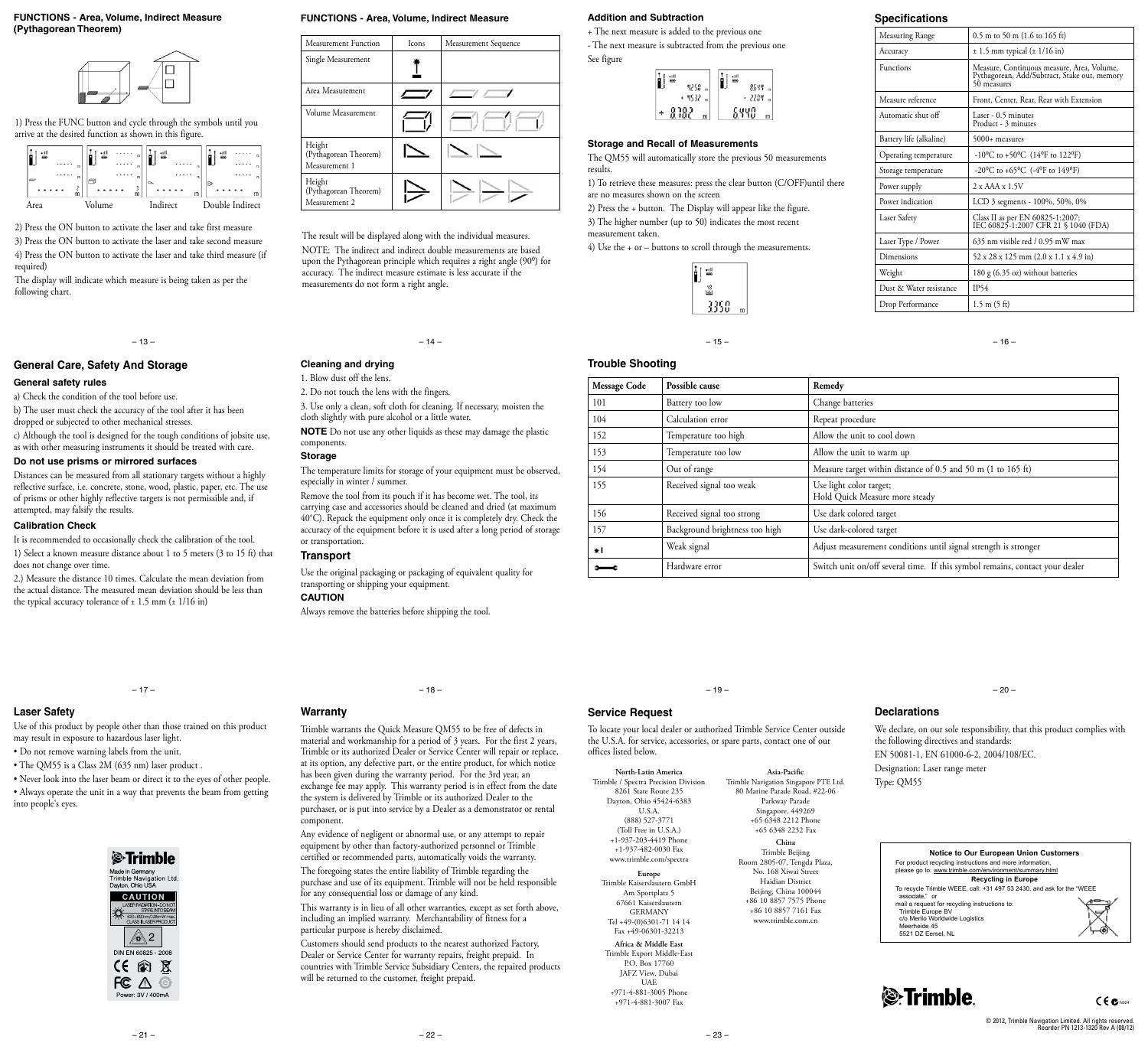## FUNCTIONS - Area, Volume, Indirect Measure (Pythagorean Theorem)

1) Press the FUNC button and cycle through the symbols until you arrive at the desired function as shown in this figure.

Area Volume Indirect Double Indirect

2) Press the ON button to activate the laser and take first measure

3) Press the ON button to activate the laser and take second measure

4) Press the ON button to activate the laser and take third measure (if required)

The display will indicate which measure is being taken as per the following chart.

## FUNCTIONS - Area, Volume, Indirect Measure

| Measurement Function | Icons | Measurement Sequence |
|---|---|---|
| Single Measurement | | |
| Area Measurement | | |
| Volume Measurement | | |
| Height (Pythagorean Theorem) Measurement 1 | | |
| Height (Pythagorean Theorem) Measurement 2 | | |

The result will be displayed along with the individual measures.

NOTE: The indirect and indirect double measurements are based upon the Pythagorean principle which requires a right angle (90º) for accuracy. The indirect measure estimate is less accurate if the measurements do not form a right angle.

### Addition and Subtraction

+ The next measure is added to the previous one

- The next measure is subtracted from the previous one

See figure

### Storage and Recall of Measurements

The QM55 will automatically store the previous 50 measurements results.

1) To retrieve these measures: press the clear button (C/OFF)until there are no measures shown on the screen

2) Press the + button. The Display will appear like the figure.

3) The higher number (up to 50) indicates the most recent measurement taken.

4) Use the + or – buttons to scroll through the measurements.

## Specifications

| | |
|---|---|
| Measuring Range | 0.5 m to 50 m (1.6 to 165 ft) |
| Accuracy | ± 1.5 mm typical (± 1/16 in) |
| Functions | Measure, Continuous measure, Area, Volume, Pythagorean, Add/Subtract, Stake out, memory 50 measures |
| Measure reference | Front, Center, Rear, Rear with Extension |
| Automatic shut off | Laser - 0.5 minutes Product - 3 minutes |
| Battery life (alkaline) | 5000+ measures |
| Operating temperature | -10ºC to +50ºC (14ºF to 122ºF) |
| Storage temperature | -20ºC to +65ºC (-4ºF to 149ºF) |
| Power supply | 2 x AAA x 1.5V |
| Power indication | LCD 3 segments - 100%, 50%, 0% |
| Laser Safety | Class II as per EN 60825-1:2007; IEC 60825-1:2007 CFR 21 § 1040 (FDA) |
| Laser Type / Power | 635 nm visible red / 0.95 mW max |
| Dimensions | 52 x 28 x 125 mm (2.0 x 1.1 x 4.9 in) |
| Weight | 180 g (6.35 oz) without batteries |
| Dust & Water resistance | IP54 |
| Drop Performance | 1.5 m (5 ft) |

## General Care, Safety And Storage

### General safety rules

a) Check the condition of the tool before use.

b) The user must check the accuracy of the tool after it has been dropped or subjected to other mechanical stresses.

c) Although the tool is designed for the tough conditions of jobsite use, as with other measuring instruments it should be treated with care.

### Do not use prisms or mirrored surfaces

Distances can be measured from all stationary targets without a highly reflective surface, i.e. concrete, stone, wood, plastic, paper, etc. The use of prisms or other highly reflective targets is not permissible and, if attempted, may falsify the results.

### Calibration Check

It is recommended to occasionally check the calibration of the tool.

1) Select a known measure distance about 1 to 5 meters (3 to 15 ft) that does not change over time.

2.) Measure the distance 10 times. Calculate the mean deviation from the actual distance. The measured mean deviation should be less than the typical accuracy tolerance of ± 1.5 mm (± 1/16 in)

### Cleaning and drying

1. Blow dust off the lens.

2. Do not touch the lens with the fingers.

3. Use only a clean, soft cloth for cleaning. If necessary, moisten the cloth slightly with pure alcohol or a little water.

**NOTE** Do not use any other liquids as these may damage the plastic components.

### Storage

The temperature limits for storage of your equipment must be observed, especially in winter / summer.

Remove the tool from its pouch if it has become wet. The tool, its carrying case and accessories should be cleaned and dried (at maximum 40°C). Repack the equipment only once it is completely dry. Check the accuracy of the equipment before it is used after a long period of storage or transportation.

## Transport

Use the original packaging or packaging of equivalent quality for transporting or shipping your equipment.

**CAUTION**

Always remove the batteries before shipping the tool.

## Trouble Shooting

| Message Code | Possible cause | Remedy |
|---|---|---|
| 101 | Battery too low | Change batteries |
| 104 | Calculation error | Repeat procedure |
| 152 | Temperature too high | Allow the unit to cool down |
| 153 | Temperature too low | Allow the unit to warm up |
| 154 | Out of range | Measure target within distance of 0.5 and 50 m (1 to 165 ft) |
| 155 | Received signal too weak | Use light color target; Hold Quick Measure more steady |
| 156 | Received signal too strong | Use dark colored target |
| 157 | Background brightness too high | Use dark-colored target |
| | Weak signal | Adjust measurement conditions until signal strength is stronger |
| | Hardware error | Switch unit on/off several time. If this symbol remains, contact your dealer |

## Laser Safety

Use of this product by people other than those trained on this product may result in exposure to hazardous laser light.

• Do not remove warning labels from the unit.

• The QM55 is a Class 2M (635 nm) laser product .

• Never look into the laser beam or direct it to the eyes of other people.

• Always operate the unit in a way that prevents the beam from getting into people's eyes.

Trimble
Made in Germany
Trimble Navigation Ltd.
Dayton, Ohio USA
CAUTION
LASER RADIATION–DO NOT STARE INTO BEAM
620–690nm/0.95mW max.
CLASS II LASER PRODUCT
2
DIN EN 60825 - 2008
Power: 3V / 400mA

## Warranty

Trimble warrants the Quick Measure QM55 to be free of defects in material and workmanship for a period of 3 years. For the first 2 years, Trimble or its authorized Dealer or Service Center will repair or replace, at its option, any defective part, or the entire product, for which notice has been given during the warranty period. For the 3rd year, an exchange fee may apply. This warranty period is in effect from the date the system is delivered by Trimble or its authorized Dealer to the purchaser, or is put into service by a Dealer as a demonstrator or rental component.

Any evidence of negligent or abnormal use, or any attempt to repair equipment by other than factory-authorized personnel or Trimble certified or recommended parts, automatically voids the warranty.

The foregoing states the entire liability of Trimble regarding the purchase and use of its equipment. Trimble will not be held responsible for any consequential loss or damage of any kind.

This warranty is in lieu of all other warranties, except as set forth above, including an implied warranty. Merchantability of fitness for a particular purpose is hereby disclaimed.

Customers should send products to the nearest authorized Factory, Dealer or Service Center for warranty repairs, freight prepaid. In countries with Trimble Service Subsidiary Centers, the repaired products will be returned to the customer, freight prepaid.

## Service Request

To locate your local dealer or authorized Trimble Service Center outside the U.S.A. for service, accessories, or spare parts, contact one of our offices listed below.

**North-Latin America**
Trimble / Spectra Precision Division
8261 State Route 235
Dayton, Ohio 45424-6383
U.S.A.
(888) 527-3771
(Toll Free in U.S.A.)
+1-937-203-4419 Phone
+1-937-482-0030 Fax
www.trimble.com/spectra

**Europe**
Trimble Kaiserslautern GmbH
Am Sportplatz 5
67661 Kaiserslautern
GERMANY
Tel +49-(0)6301-71 14 14
Fax +49-06301-32213

**Africa & Middle East**
Trimble Export Middle-East
P.O. Box 17760
JAFZ View, Dubai
UAE
+971-4-881-3005 Phone
+971-4-881-3007 Fax

**Asia-Pacific**
Trimble Navigation Singapore PTE Ltd.
80 Marine Parade Road, #22-06
Parkway Parade
Singapore, 449269
+65 6348 2212 Phone
+65 6348 2232 Fax

**China**
Trimble Beijing
Room 2805-07, Tengda Plaza,
No. 168 Xiwai Street
Haidian District
Beijing, China 100044
+86 10 8857 7575 Phone
+86 10 8857 7161 Fax
www.trimble.com.cn

## Declarations

We declare, on our sole responsibility, that this product complies with the following directives and standards:

EN 50081-1, EN 61000-6-2, 2004/108/EC.

Designation: Laser range meter

Type: QM55

**Notice to Our European Union Customers**

For product recycling instructions and more information, please go to: www.trimble.com/environment/summary.html

**Recycling in Europe**

To recycle Trimble WEEE, call: +31 497 53 2430, and ask for the "WEEE associate," or
mail a request for recycling instructions to:
Trimble Europe BV
c/o Menlo Worldwide Logistics
Meerheide 45
5521 DZ Eersel, NL

Trimble.

© 2012, Trimble Navigation Limited. All rights reserved.
Reorder PN 1213-1320 Rev A (08/12)